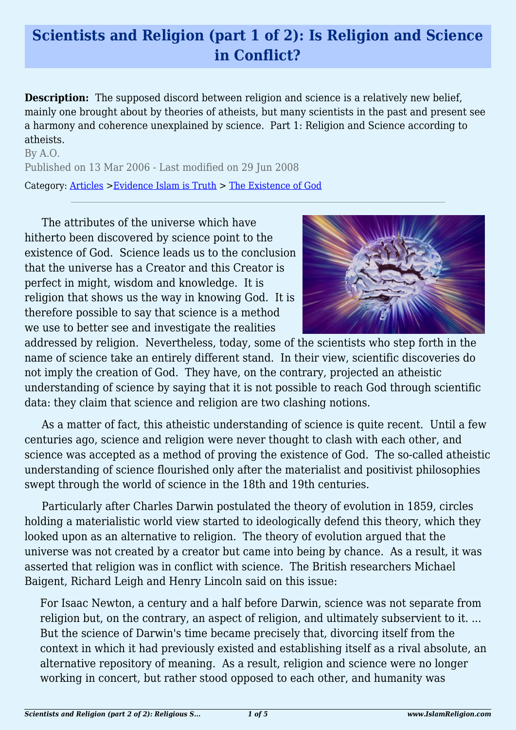# Scientists and Religion (part 1 of 2): Is Religion and Science in Conflict?

**Description:** The supposed discord between religion and science is a relatively new belief, mainly one brought about by theories of atheists, but many scientists in the past and present see a harmony and coherence unexplained by science. Part 1: Religion and Science according to atheists.

By A.O.

Published on 13 Mar 2006 - Last modified on 29 Jun 2008

Category: Articles >Evidence Islam is Truth > The Existence of God

---

The attributes of the universe which have hitherto been discovered by science point to the existence of God. Science leads us to the conclusion that the universe has a Creator and this Creator is perfect in might, wisdom and knowledge. It is religion that shows us the way in knowing God. It is therefore possible to say that science is a method we use to better see and investigate the realities addressed by religion. Nevertheless, today, some of the scientists who step forth in the name of science take an entirely different stand. In their view, scientific discoveries do not imply the creation of God. They have, on the contrary, projected an atheistic understanding of science by saying that it is not possible to reach God through scientific data: they claim that science and religion are two clashing notions.

As a matter of fact, this atheistic understanding of science is quite recent. Until a few centuries ago, science and religion were never thought to clash with each other, and science was accepted as a method of proving the existence of God. The so-called atheistic understanding of science flourished only after the materialist and positivist philosophies swept through the world of science in the 18th and 19th centuries.

Particularly after Charles Darwin postulated the theory of evolution in 1859, circles holding a materialistic world view started to ideologically defend this theory, which they looked upon as an alternative to religion. The theory of evolution argued that the universe was not created by a creator but came into being by chance. As a result, it was asserted that religion was in conflict with science. The British researchers Michael Baigent, Richard Leigh and Henry Lincoln said on this issue:

> For Isaac Newton, a century and a half before Darwin, science was not separate from religion but, on the contrary, an aspect of religion, and ultimately subservient to it. ... But the science of Darwin's time became precisely that, divorcing itself from the context in which it had previously existed and establishing itself as a rival absolute, an alternative repository of meaning. As a result, religion and science were no longer working in concert, but rather stood opposed to each other, and humanity was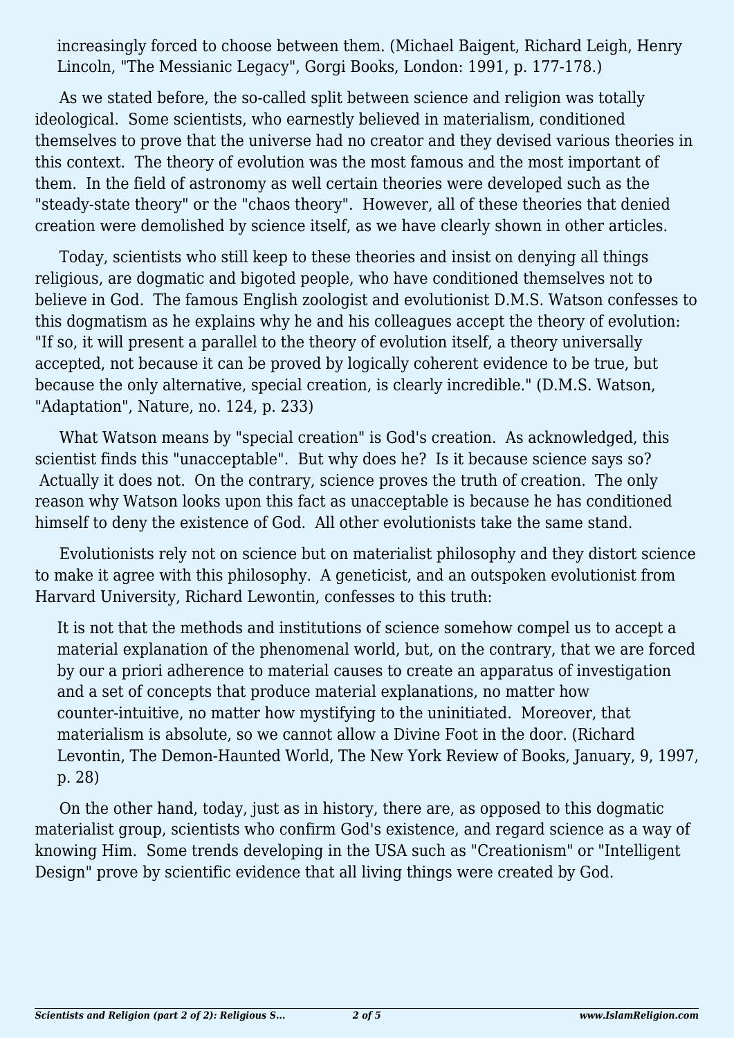> increasingly forced to choose between them. (Michael Baigent, Richard Leigh, Henry Lincoln, "The Messianic Legacy", Gorgi Books, London: 1991, p. 177-178.)

As we stated before, the so-called split between science and religion was totally ideological. Some scientists, who earnestly believed in materialism, conditioned themselves to prove that the universe had no creator and they devised various theories in this context. The theory of evolution was the most famous and the most important of them. In the field of astronomy as well certain theories were developed such as the "steady-state theory" or the "chaos theory". However, all of these theories that denied creation were demolished by science itself, as we have clearly shown in other articles.

Today, scientists who still keep to these theories and insist on denying all things religious, are dogmatic and bigoted people, who have conditioned themselves not to believe in God. The famous English zoologist and evolutionist D.M.S. Watson confesses to this dogmatism as he explains why he and his colleagues accept the theory of evolution: "If so, it will present a parallel to the theory of evolution itself, a theory universally accepted, not because it can be proved by logically coherent evidence to be true, but because the only alternative, special creation, is clearly incredible." (D.M.S. Watson, "Adaptation", Nature, no. 124, p. 233)

What Watson means by "special creation" is God's creation. As acknowledged, this scientist finds this "unacceptable". But why does he? Is it because science says so? Actually it does not. On the contrary, science proves the truth of creation. The only reason why Watson looks upon this fact as unacceptable is because he has conditioned himself to deny the existence of God. All other evolutionists take the same stand.

Evolutionists rely not on science but on materialist philosophy and they distort science to make it agree with this philosophy. A geneticist, and an outspoken evolutionist from Harvard University, Richard Lewontin, confesses to this truth:

> It is not that the methods and institutions of science somehow compel us to accept a material explanation of the phenomenal world, but, on the contrary, that we are forced by our a priori adherence to material causes to create an apparatus of investigation and a set of concepts that produce material explanations, no matter how counter-intuitive, no matter how mystifying to the uninitiated. Moreover, that materialism is absolute, so we cannot allow a Divine Foot in the door. (Richard Levontin, The Demon-Haunted World, The New York Review of Books, January, 9, 1997, p. 28)

On the other hand, today, just as in history, there are, as opposed to this dogmatic materialist group, scientists who confirm God's existence, and regard science as a way of knowing Him. Some trends developing in the USA such as "Creationism" or "Intelligent Design" prove by scientific evidence that all living things were created by God.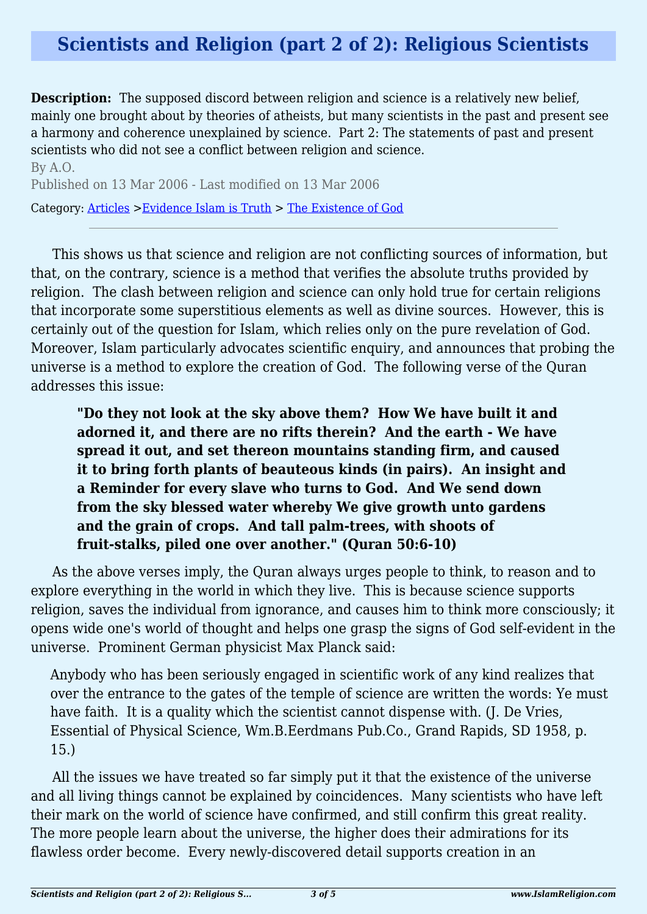# Scientists and Religion (part 2 of 2): Religious Scientists

**Description:** The supposed discord between religion and science is a relatively new belief, mainly one brought about by theories of atheists, but many scientists in the past and present see a harmony and coherence unexplained by science. Part 2: The statements of past and present scientists who did not see a conflict between religion and science.

By A.O.

Published on 13 Mar 2006 - Last modified on 13 Mar 2006

Category: Articles >Evidence Islam is Truth > The Existence of God

---

This shows us that science and religion are not conflicting sources of information, but that, on the contrary, science is a method that verifies the absolute truths provided by religion. The clash between religion and science can only hold true for certain religions that incorporate some superstitious elements as well as divine sources. However, this is certainly out of the question for Islam, which relies only on the pure revelation of God. Moreover, Islam particularly advocates scientific enquiry, and announces that probing the universe is a method to explore the creation of God. The following verse of the Quran addresses this issue:

> **"Do they not look at the sky above them? How We have built it and adorned it, and there are no rifts therein? And the earth - We have spread it out, and set thereon mountains standing firm, and caused it to bring forth plants of beauteous kinds (in pairs). An insight and a Reminder for every slave who turns to God. And We send down from the sky blessed water whereby We give growth unto gardens and the grain of crops. And tall palm-trees, with shoots of fruit-stalks, piled one over another." (Quran 50:6-10)**

As the above verses imply, the Quran always urges people to think, to reason and to explore everything in the world in which they live. This is because science supports religion, saves the individual from ignorance, and causes him to think more consciously; it opens wide one's world of thought and helps one grasp the signs of God self-evident in the universe. Prominent German physicist Max Planck said:

> Anybody who has been seriously engaged in scientific work of any kind realizes that over the entrance to the gates of the temple of science are written the words: Ye must have faith. It is a quality which the scientist cannot dispense with. (J. De Vries, Essential of Physical Science, Wm.B.Eerdmans Pub.Co., Grand Rapids, SD 1958, p. 15.)

All the issues we have treated so far simply put it that the existence of the universe and all living things cannot be explained by coincidences. Many scientists who have left their mark on the world of science have confirmed, and still confirm this great reality. The more people learn about the universe, the higher does their admirations for its flawless order become. Every newly-discovered detail supports creation in an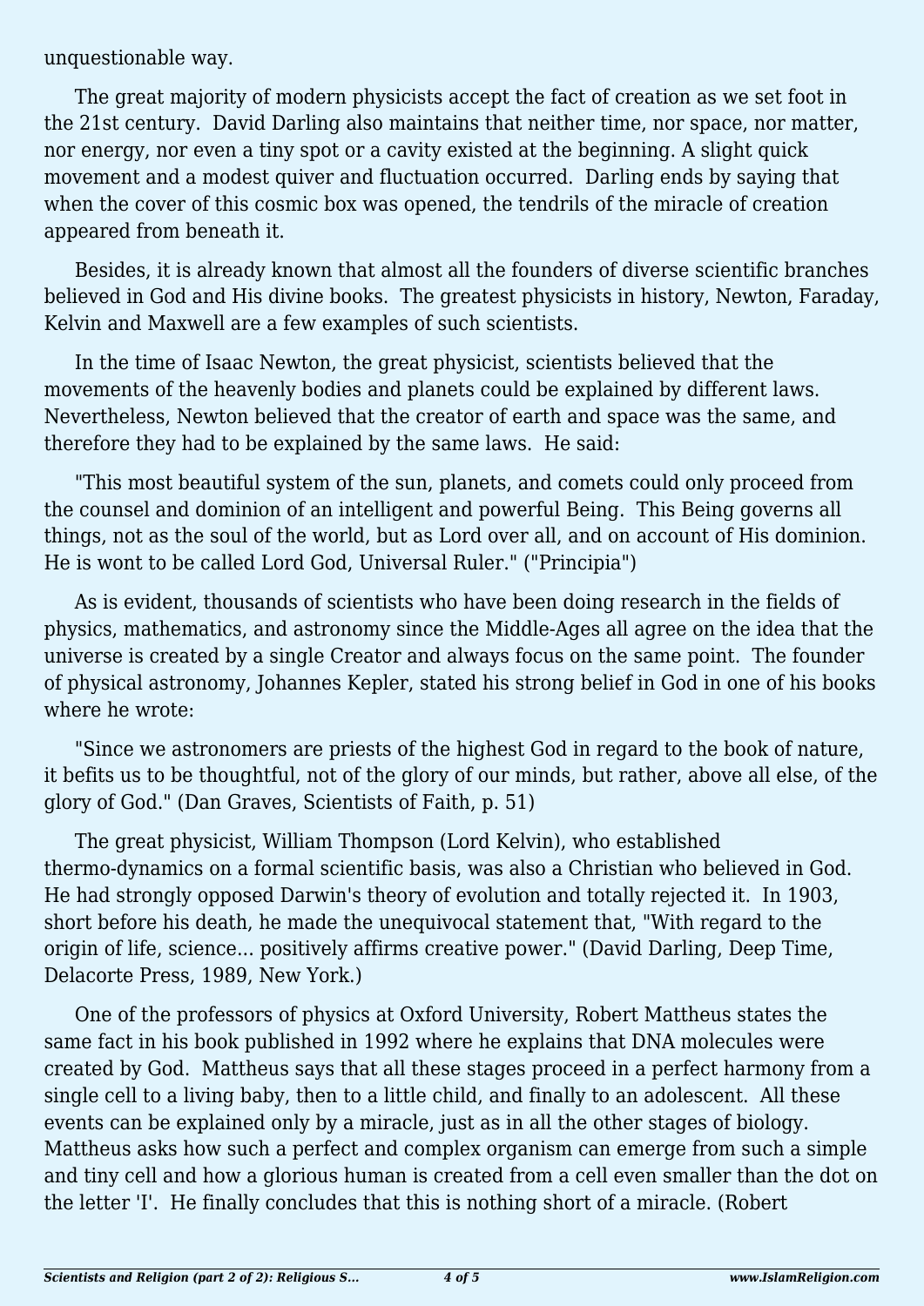unquestionable way.

The great majority of modern physicists accept the fact of creation as we set foot in the 21st century. David Darling also maintains that neither time, nor space, nor matter, nor energy, nor even a tiny spot or a cavity existed at the beginning. A slight quick movement and a modest quiver and fluctuation occurred. Darling ends by saying that when the cover of this cosmic box was opened, the tendrils of the miracle of creation appeared from beneath it.

Besides, it is already known that almost all the founders of diverse scientific branches believed in God and His divine books. The greatest physicists in history, Newton, Faraday, Kelvin and Maxwell are a few examples of such scientists.

In the time of Isaac Newton, the great physicist, scientists believed that the movements of the heavenly bodies and planets could be explained by different laws. Nevertheless, Newton believed that the creator of earth and space was the same, and therefore they had to be explained by the same laws. He said:

"This most beautiful system of the sun, planets, and comets could only proceed from the counsel and dominion of an intelligent and powerful Being. This Being governs all things, not as the soul of the world, but as Lord over all, and on account of His dominion. He is wont to be called Lord God, Universal Ruler." ("Principia")

As is evident, thousands of scientists who have been doing research in the fields of physics, mathematics, and astronomy since the Middle-Ages all agree on the idea that the universe is created by a single Creator and always focus on the same point. The founder of physical astronomy, Johannes Kepler, stated his strong belief in God in one of his books where he wrote:

"Since we astronomers are priests of the highest God in regard to the book of nature, it befits us to be thoughtful, not of the glory of our minds, but rather, above all else, of the glory of God." (Dan Graves, Scientists of Faith, p. 51)

The great physicist, William Thompson (Lord Kelvin), who established thermo-dynamics on a formal scientific basis, was also a Christian who believed in God. He had strongly opposed Darwin's theory of evolution and totally rejected it. In 1903, short before his death, he made the unequivocal statement that, "With regard to the origin of life, science... positively affirms creative power." (David Darling, Deep Time, Delacorte Press, 1989, New York.)

One of the professors of physics at Oxford University, Robert Mattheus states the same fact in his book published in 1992 where he explains that DNA molecules were created by God. Mattheus says that all these stages proceed in a perfect harmony from a single cell to a living baby, then to a little child, and finally to an adolescent. All these events can be explained only by a miracle, just as in all the other stages of biology. Mattheus asks how such a perfect and complex organism can emerge from such a simple and tiny cell and how a glorious human is created from a cell even smaller than the dot on the letter 'I'. He finally concludes that this is nothing short of a miracle. (Robert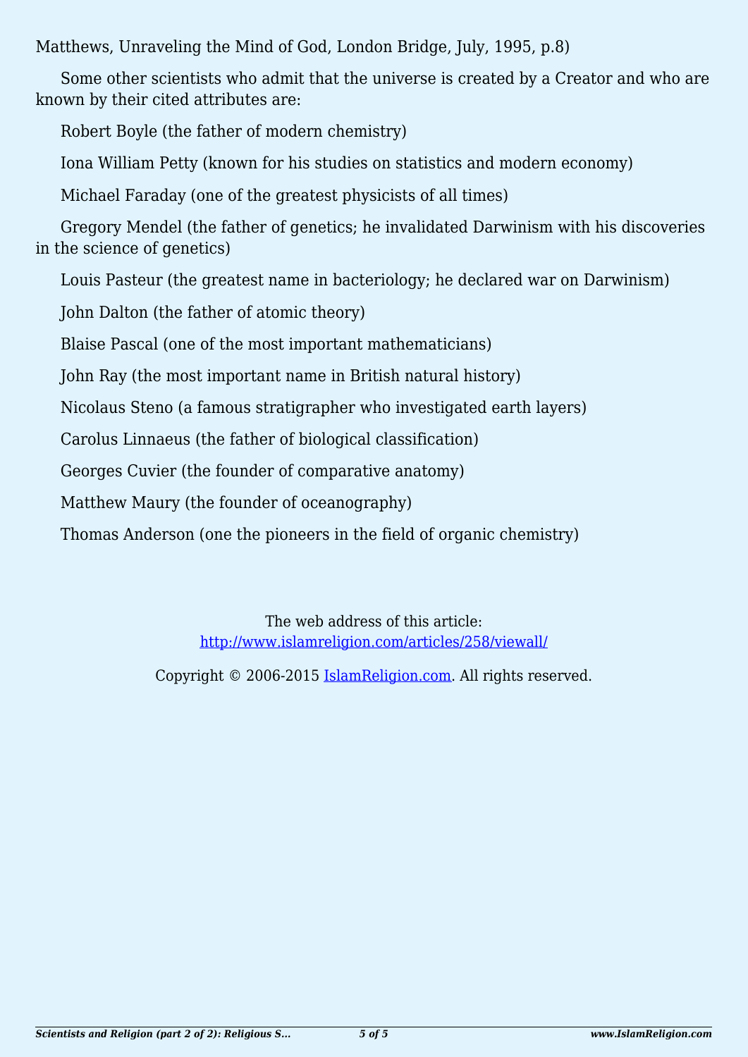Matthews, Unraveling the Mind of God, London Bridge, July, 1995, p.8)

Some other scientists who admit that the universe is created by a Creator and who are known by their cited attributes are:

Robert Boyle (the father of modern chemistry)

Iona William Petty (known for his studies on statistics and modern economy)

Michael Faraday (one of the greatest physicists of all times)

Gregory Mendel (the father of genetics; he invalidated Darwinism with his discoveries in the science of genetics)

Louis Pasteur (the greatest name in bacteriology; he declared war on Darwinism)

John Dalton (the father of atomic theory)

Blaise Pascal (one of the most important mathematicians)

John Ray (the most important name in British natural history)

Nicolaus Steno (a famous stratigrapher who investigated earth layers)

Carolus Linnaeus (the father of biological classification)

Georges Cuvier (the founder of comparative anatomy)

Matthew Maury (the founder of oceanography)

Thomas Anderson (one the pioneers in the field of organic chemistry)

The web address of this article:
http://www.islamreligion.com/articles/258/viewall/

Copyright © 2006-2015 IslamReligion.com. All rights reserved.